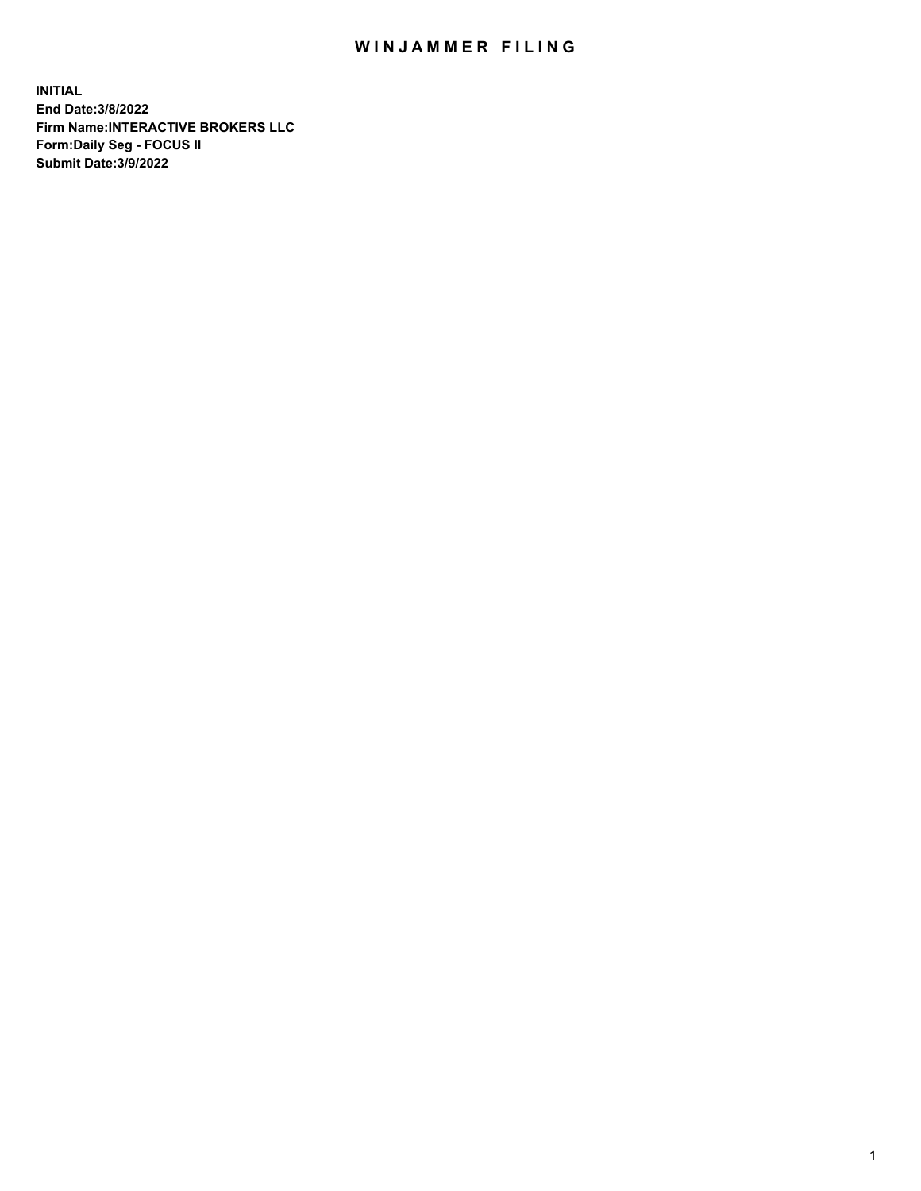# WINJAMMER FILING

**INITIAL**
**End Date:3/8/2022**
**Firm Name:INTERACTIVE BROKERS LLC**
**Form:Daily Seg - FOCUS II**
**Submit Date:3/9/2022**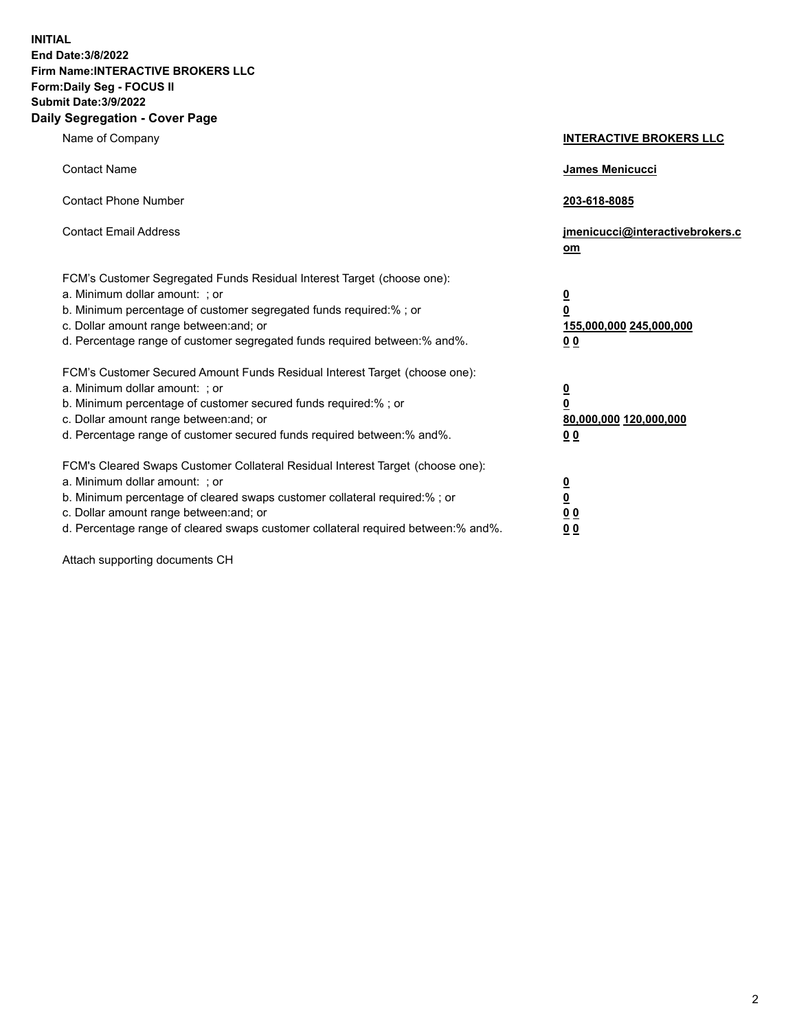**INITIAL**
**End Date:3/8/2022**
**Firm Name:INTERACTIVE BROKERS LLC**
**Form:Daily Seg - FOCUS II**
**Submit Date:3/9/2022**

## Daily Segregation - Cover Page

| | |
|---|---|
| Name of Company | **INTERACTIVE BROKERS LLC** |
| Contact Name | **James Menicucci** |
| Contact Phone Number | **203-618-8085** |
| Contact Email Address | **jmenicucci@interactivebrokers.com** |

FCM's Customer Segregated Funds Residual Interest Target (choose one):

| | |
|---|---|
| a. Minimum dollar amount: ; or | **0** |
| b. Minimum percentage of customer segregated funds required:% ; or | **0** |
| c. Dollar amount range between:and; or | **155,000,000 245,000,000** |
| d. Percentage range of customer segregated funds required between:% and%. | **0 0** |

FCM's Customer Secured Amount Funds Residual Interest Target (choose one):

| | |
|---|---|
| a. Minimum dollar amount: ; or | **0** |
| b. Minimum percentage of customer secured funds required:% ; or | **0** |
| c. Dollar amount range between:and; or | **80,000,000 120,000,000** |
| d. Percentage range of customer secured funds required between:% and%. | **0 0** |

FCM's Cleared Swaps Customer Collateral Residual Interest Target (choose one):

| | |
|---|---|
| a. Minimum dollar amount: ; or | **0** |
| b. Minimum percentage of cleared swaps customer collateral required:% ; or | **0** |
| c. Dollar amount range between:and; or | **0 0** |
| d. Percentage range of cleared swaps customer collateral required between:% and%. | **0 0** |

Attach supporting documents CH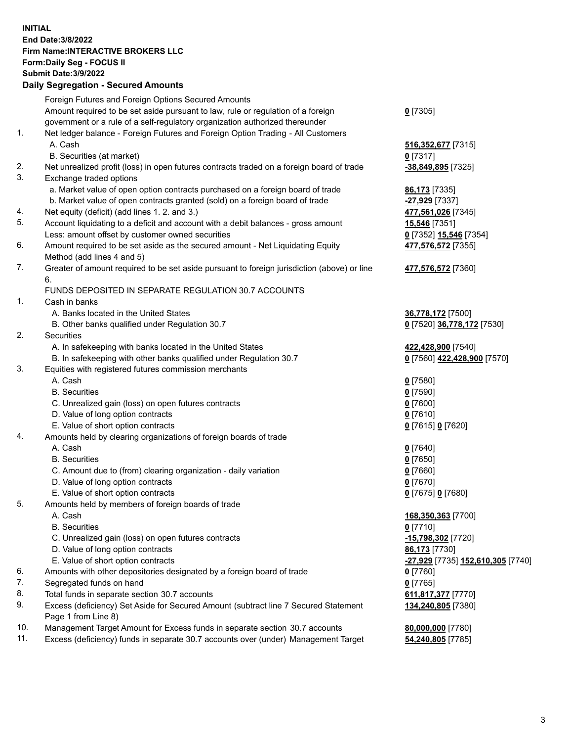**INITIAL**
**End Date:3/8/2022**
**Firm Name:INTERACTIVE BROKERS LLC**
**Form:Daily Seg - FOCUS II**
**Submit Date:3/9/2022**

### Daily Segregation - Secured Amounts

| | | |
|---|---|---|
| | Foreign Futures and Foreign Options Secured Amounts | |
| | Amount required to be set aside pursuant to law, rule or regulation of a foreign government or a rule of a self-regulatory organization authorized thereunder | **0** [7305] |
| 1. | Net ledger balance - Foreign Futures and Foreign Option Trading - All Customers | |
| | A. Cash | **516,352,677** [7315] |
| | B. Securities (at market) | **0** [7317] |
| 2. | Net unrealized profit (loss) in open futures contracts traded on a foreign board of trade | **-38,849,895** [7325] |
| 3. | Exchange traded options | |
| | a. Market value of open option contracts purchased on a foreign board of trade | **86,173** [7335] |
| | b. Market value of open contracts granted (sold) on a foreign board of trade | **-27,929** [7337] |
| 4. | Net equity (deficit) (add lines 1. 2. and 3.) | **477,561,026** [7345] |
| 5. | Account liquidating to a deficit and account with a debit balances - gross amount | **15,546** [7351] |
| | Less: amount offset by customer owned securities | **0** [7352] **15,546** [7354] |
| 6. | Amount required to be set aside as the secured amount - Net Liquidating Equity Method (add lines 4 and 5) | **477,576,572** [7355] |
| 7. | Greater of amount required to be set aside pursuant to foreign jurisdiction (above) or line 6. | **477,576,572** [7360] |
| | FUNDS DEPOSITED IN SEPARATE REGULATION 30.7 ACCOUNTS | |
| 1. | Cash in banks | |
| | A. Banks located in the United States | **36,778,172** [7500] |
| | B. Other banks qualified under Regulation 30.7 | **0** [7520] **36,778,172** [7530] |
| 2. | Securities | |
| | A. In safekeeping with banks located in the United States | **422,428,900** [7540] |
| | B. In safekeeping with other banks qualified under Regulation 30.7 | **0** [7560] **422,428,900** [7570] |
| 3. | Equities with registered futures commission merchants | |
| | A. Cash | **0** [7580] |
| | B. Securities | **0** [7590] |
| | C. Unrealized gain (loss) on open futures contracts | **0** [7600] |
| | D. Value of long option contracts | **0** [7610] |
| | E. Value of short option contracts | **0** [7615] **0** [7620] |
| 4. | Amounts held by clearing organizations of foreign boards of trade | |
| | A. Cash | **0** [7640] |
| | B. Securities | **0** [7650] |
| | C. Amount due to (from) clearing organization - daily variation | **0** [7660] |
| | D. Value of long option contracts | **0** [7670] |
| | E. Value of short option contracts | **0** [7675] **0** [7680] |
| 5. | Amounts held by members of foreign boards of trade | |
| | A. Cash | **168,350,363** [7700] |
| | B. Securities | **0** [7710] |
| | C. Unrealized gain (loss) on open futures contracts | **-15,798,302** [7720] |
| | D. Value of long option contracts | **86,173** [7730] |
| | E. Value of short option contracts | **-27,929** [7735] **152,610,305** [7740] |
| 6. | Amounts with other depositories designated by a foreign board of trade | **0** [7760] |
| 7. | Segregated funds on hand | **0** [7765] |
| 8. | Total funds in separate section 30.7 accounts | **611,817,377** [7770] |
| 9. | Excess (deficiency) Set Aside for Secured Amount (subtract line 7 Secured Statement Page 1 from Line 8) | **134,240,805** [7380] |
| 10. | Management Target Amount for Excess funds in separate section 30.7 accounts | **80,000,000** [7780] |
| 11. | Excess (deficiency) funds in separate 30.7 accounts over (under) Management Target | **54,240,805** [7785] |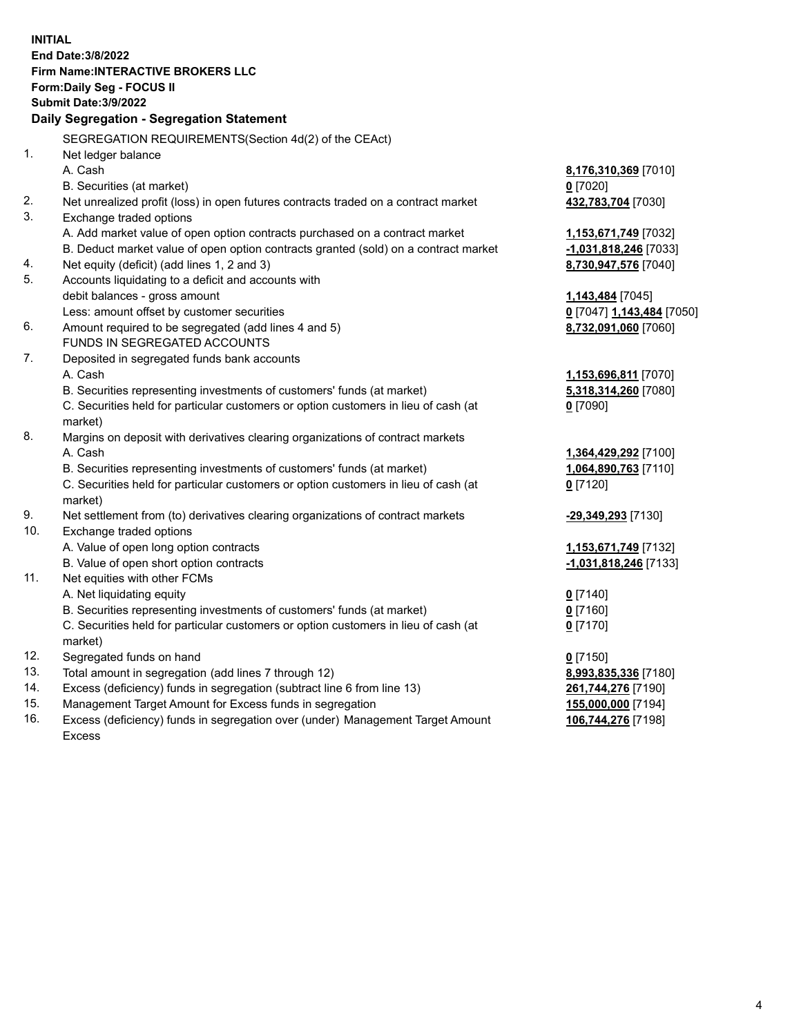**INITIAL**
**End Date:3/8/2022**
**Firm Name:INTERACTIVE BROKERS LLC**
**Form:Daily Seg - FOCUS II**
**Submit Date:3/9/2022**

## Daily Segregation - Segregation Statement

| | SEGREGATION REQUIREMENTS(Section 4d(2) of the CEAct) | |
|---|---|---|
| 1. | Net ledger balance | |
| | A. Cash | **8,176,310,369** [7010] |
| | B. Securities (at market) | **0** [7020] |
| 2. | Net unrealized profit (loss) in open futures contracts traded on a contract market | **432,783,704** [7030] |
| 3. | Exchange traded options | |
| | A. Add market value of open option contracts purchased on a contract market | **1,153,671,749** [7032] |
| | B. Deduct market value of open option contracts granted (sold) on a contract market | **-1,031,818,246** [7033] |
| 4. | Net equity (deficit) (add lines 1, 2 and 3) | **8,730,947,576** [7040] |
| 5. | Accounts liquidating to a deficit and accounts with | |
| | debit balances - gross amount | **1,143,484** [7045] |
| | Less: amount offset by customer securities | **0** [7047] **1,143,484** [7050] |
| 6. | Amount required to be segregated (add lines 4 and 5) | **8,732,091,060** [7060] |
| | FUNDS IN SEGREGATED ACCOUNTS | |
| 7. | Deposited in segregated funds bank accounts | |
| | A. Cash | **1,153,696,811** [7070] |
| | B. Securities representing investments of customers' funds (at market) | **5,318,314,260** [7080] |
| | C. Securities held for particular customers or option customers in lieu of cash (at market) | **0** [7090] |
| 8. | Margins on deposit with derivatives clearing organizations of contract markets | |
| | A. Cash | **1,364,429,292** [7100] |
| | B. Securities representing investments of customers' funds (at market) | **1,064,890,763** [7110] |
| | C. Securities held for particular customers or option customers in lieu of cash (at market) | **0** [7120] |
| 9. | Net settlement from (to) derivatives clearing organizations of contract markets | **-29,349,293** [7130] |
| 10. | Exchange traded options | |
| | A. Value of open long option contracts | **1,153,671,749** [7132] |
| | B. Value of open short option contracts | **-1,031,818,246** [7133] |
| 11. | Net equities with other FCMs | |
| | A. Net liquidating equity | **0** [7140] |
| | B. Securities representing investments of customers' funds (at market) | **0** [7160] |
| | C. Securities held for particular customers or option customers in lieu of cash (at market) | **0** [7170] |
| 12. | Segregated funds on hand | **0** [7150] |
| 13. | Total amount in segregation (add lines 7 through 12) | **8,993,835,336** [7180] |
| 14. | Excess (deficiency) funds in segregation (subtract line 6 from line 13) | **261,744,276** [7190] |
| 15. | Management Target Amount for Excess funds in segregation | **155,000,000** [7194] |
| 16. | Excess (deficiency) funds in segregation over (under) Management Target Amount Excess | **106,744,276** [7198] |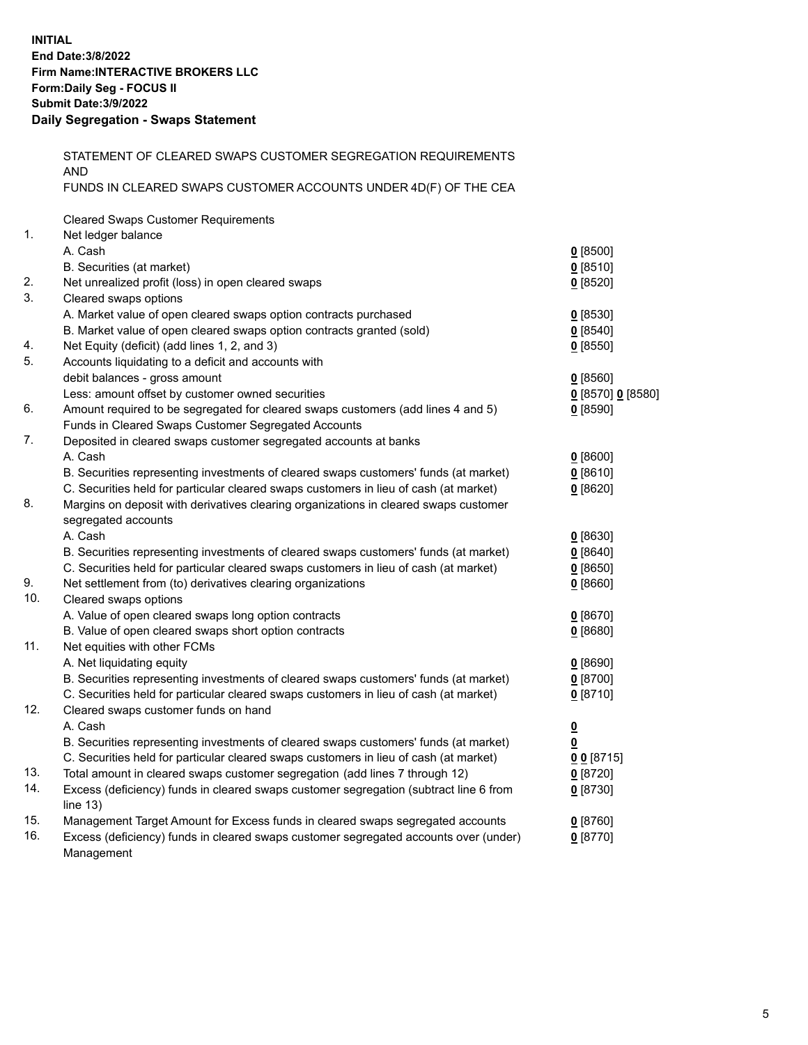**INITIAL**
**End Date:3/8/2022**
**Firm Name:INTERACTIVE BROKERS LLC**
**Form:Daily Seg - FOCUS II**
**Submit Date:3/9/2022**
**Daily Segregation - Swaps Statement**

STATEMENT OF CLEARED SWAPS CUSTOMER SEGREGATION REQUIREMENTS AND
FUNDS IN CLEARED SWAPS CUSTOMER ACCOUNTS UNDER 4D(F) OF THE CEA

| | | |
|---|---|---|
| | Cleared Swaps Customer Requirements | |
| 1. | Net ledger balance | |
| | A. Cash | 0 [8500] |
| | B. Securities (at market) | 0 [8510] |
| 2. | Net unrealized profit (loss) in open cleared swaps | 0 [8520] |
| 3. | Cleared swaps options | |
| | A. Market value of open cleared swaps option contracts purchased | 0 [8530] |
| | B. Market value of open cleared swaps option contracts granted (sold) | 0 [8540] |
| 4. | Net Equity (deficit) (add lines 1, 2, and 3) | 0 [8550] |
| 5. | Accounts liquidating to a deficit and accounts with debit balances - gross amount | 0 [8560] |
| | Less: amount offset by customer owned securities | 0 [8570] 0 [8580] |
| 6. | Amount required to be segregated for cleared swaps customers (add lines 4 and 5) | 0 [8590] |
| | Funds in Cleared Swaps Customer Segregated Accounts | |
| 7. | Deposited in cleared swaps customer segregated accounts at banks | |
| | A. Cash | 0 [8600] |
| | B. Securities representing investments of cleared swaps customers' funds (at market) | 0 [8610] |
| | C. Securities held for particular cleared swaps customers in lieu of cash (at market) | 0 [8620] |
| 8. | Margins on deposit with derivatives clearing organizations in cleared swaps customer segregated accounts | |
| | A. Cash | 0 [8630] |
| | B. Securities representing investments of cleared swaps customers' funds (at market) | 0 [8640] |
| | C. Securities held for particular cleared swaps customers in lieu of cash (at market) | 0 [8650] |
| 9. | Net settlement from (to) derivatives clearing organizations | 0 [8660] |
| 10. | Cleared swaps options | |
| | A. Value of open cleared swaps long option contracts | 0 [8670] |
| | B. Value of open cleared swaps short option contracts | 0 [8680] |
| 11. | Net equities with other FCMs | |
| | A. Net liquidating equity | 0 [8690] |
| | B. Securities representing investments of cleared swaps customers' funds (at market) | 0 [8700] |
| | C. Securities held for particular cleared swaps customers in lieu of cash (at market) | 0 [8710] |
| 12. | Cleared swaps customer funds on hand | |
| | A. Cash | 0 |
| | B. Securities representing investments of cleared swaps customers' funds (at market) | 0 |
| | C. Securities held for particular cleared swaps customers in lieu of cash (at market) | 0 0 [8715] |
| 13. | Total amount in cleared swaps customer segregation (add lines 7 through 12) | 0 [8720] |
| 14. | Excess (deficiency) funds in cleared swaps customer segregation (subtract line 6 from line 13) | 0 [8730] |
| 15. | Management Target Amount for Excess funds in cleared swaps segregated accounts | 0 [8760] |
| 16. | Excess (deficiency) funds in cleared swaps customer segregated accounts over (under) Management | 0 [8770] |